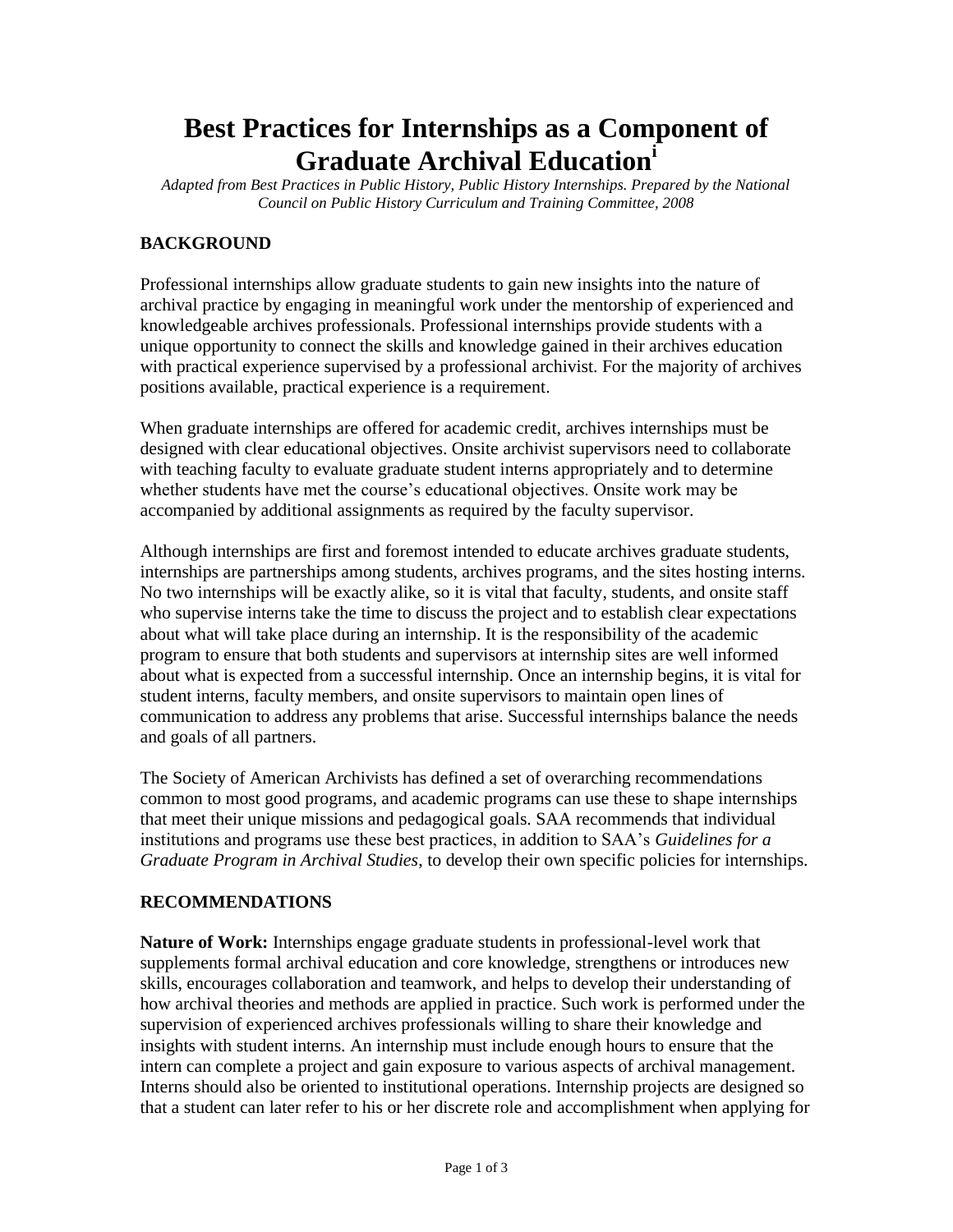# Best Practices for Internships as a Component of Graduate Archival Education[i]

*Adapted from Best Practices in Public History, Public History Internships. Prepared by the National Council on Public History Curriculum and Training Committee, 2008*

## BACKGROUND

Professional internships allow graduate students to gain new insights into the nature of archival practice by engaging in meaningful work under the mentorship of experienced and knowledgeable archives professionals. Professional internships provide students with a unique opportunity to connect the skills and knowledge gained in their archives education with practical experience supervised by a professional archivist. For the majority of archives positions available, practical experience is a requirement.

When graduate internships are offered for academic credit, archives internships must be designed with clear educational objectives. Onsite archivist supervisors need to collaborate with teaching faculty to evaluate graduate student interns appropriately and to determine whether students have met the course's educational objectives. Onsite work may be accompanied by additional assignments as required by the faculty supervisor.

Although internships are first and foremost intended to educate archives graduate students, internships are partnerships among students, archives programs, and the sites hosting interns. No two internships will be exactly alike, so it is vital that faculty, students, and onsite staff who supervise interns take the time to discuss the project and to establish clear expectations about what will take place during an internship. It is the responsibility of the academic program to ensure that both students and supervisors at internship sites are well informed about what is expected from a successful internship. Once an internship begins, it is vital for student interns, faculty members, and onsite supervisors to maintain open lines of communication to address any problems that arise. Successful internships balance the needs and goals of all partners.

The Society of American Archivists has defined a set of overarching recommendations common to most good programs, and academic programs can use these to shape internships that meet their unique missions and pedagogical goals. SAA recommends that individual institutions and programs use these best practices, in addition to SAA's *Guidelines for a Graduate Program in Archival Studies*, to develop their own specific policies for internships.

## RECOMMENDATIONS

**Nature of Work:** Internships engage graduate students in professional-level work that supplements formal archival education and core knowledge, strengthens or introduces new skills, encourages collaboration and teamwork, and helps to develop their understanding of how archival theories and methods are applied in practice. Such work is performed under the supervision of experienced archives professionals willing to share their knowledge and insights with student interns. An internship must include enough hours to ensure that the intern can complete a project and gain exposure to various aspects of archival management. Interns should also be oriented to institutional operations. Internship projects are designed so that a student can later refer to his or her discrete role and accomplishment when applying for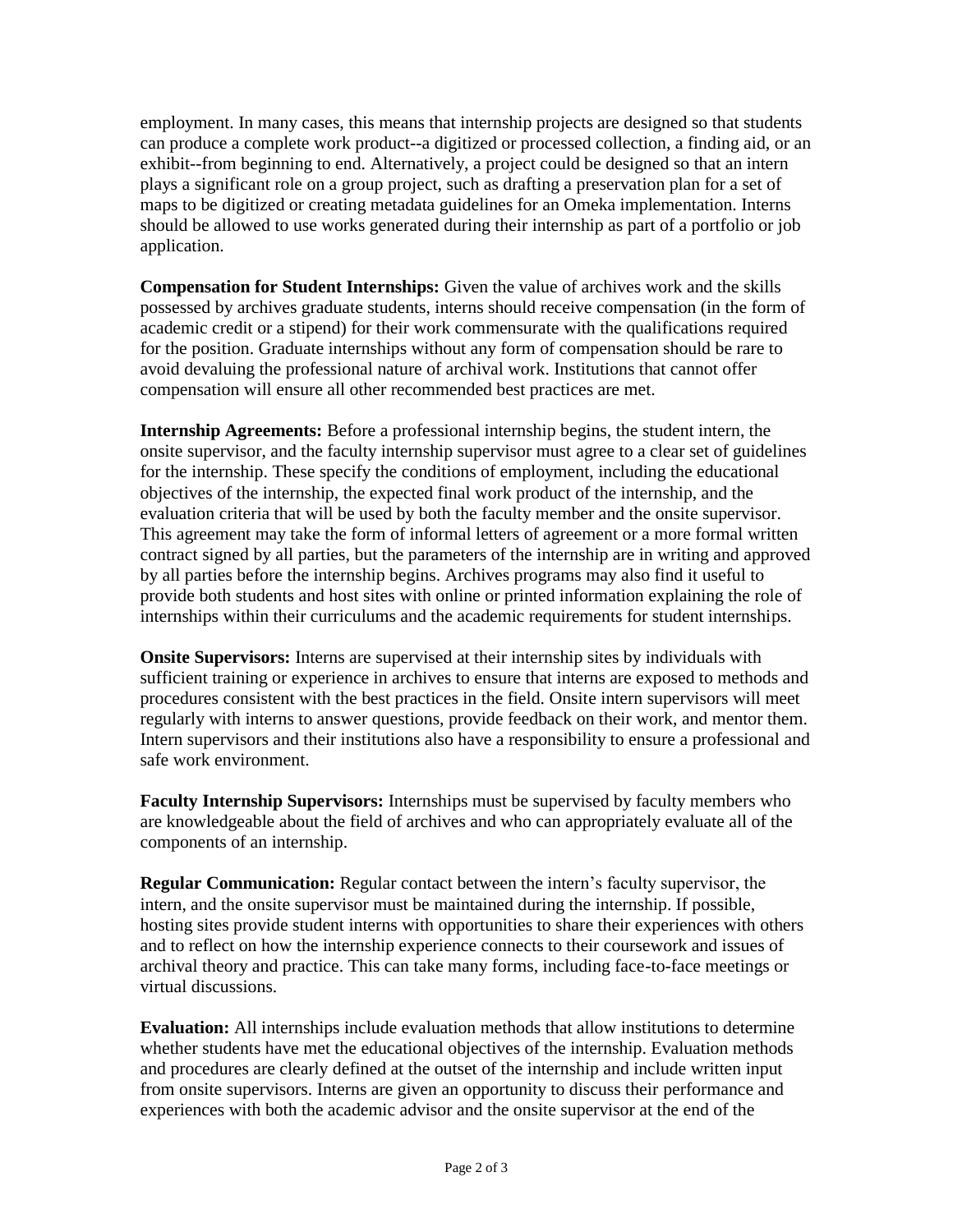employment. In many cases, this means that internship projects are designed so that students can produce a complete work product--a digitized or processed collection, a finding aid, or an exhibit--from beginning to end. Alternatively, a project could be designed so that an intern plays a significant role on a group project, such as drafting a preservation plan for a set of maps to be digitized or creating metadata guidelines for an Omeka implementation. Interns should be allowed to use works generated during their internship as part of a portfolio or job application.

**Compensation for Student Internships:** Given the value of archives work and the skills possessed by archives graduate students, interns should receive compensation (in the form of academic credit or a stipend) for their work commensurate with the qualifications required for the position. Graduate internships without any form of compensation should be rare to avoid devaluing the professional nature of archival work. Institutions that cannot offer compensation will ensure all other recommended best practices are met.

**Internship Agreements:** Before a professional internship begins, the student intern, the onsite supervisor, and the faculty internship supervisor must agree to a clear set of guidelines for the internship. These specify the conditions of employment, including the educational objectives of the internship, the expected final work product of the internship, and the evaluation criteria that will be used by both the faculty member and the onsite supervisor. This agreement may take the form of informal letters of agreement or a more formal written contract signed by all parties, but the parameters of the internship are in writing and approved by all parties before the internship begins. Archives programs may also find it useful to provide both students and host sites with online or printed information explaining the role of internships within their curriculums and the academic requirements for student internships.

**Onsite Supervisors:** Interns are supervised at their internship sites by individuals with sufficient training or experience in archives to ensure that interns are exposed to methods and procedures consistent with the best practices in the field. Onsite intern supervisors will meet regularly with interns to answer questions, provide feedback on their work, and mentor them. Intern supervisors and their institutions also have a responsibility to ensure a professional and safe work environment.

**Faculty Internship Supervisors:** Internships must be supervised by faculty members who are knowledgeable about the field of archives and who can appropriately evaluate all of the components of an internship.

**Regular Communication:** Regular contact between the intern's faculty supervisor, the intern, and the onsite supervisor must be maintained during the internship. If possible, hosting sites provide student interns with opportunities to share their experiences with others and to reflect on how the internship experience connects to their coursework and issues of archival theory and practice. This can take many forms, including face-to-face meetings or virtual discussions.

**Evaluation:** All internships include evaluation methods that allow institutions to determine whether students have met the educational objectives of the internship. Evaluation methods and procedures are clearly defined at the outset of the internship and include written input from onsite supervisors. Interns are given an opportunity to discuss their performance and experiences with both the academic advisor and the onsite supervisor at the end of the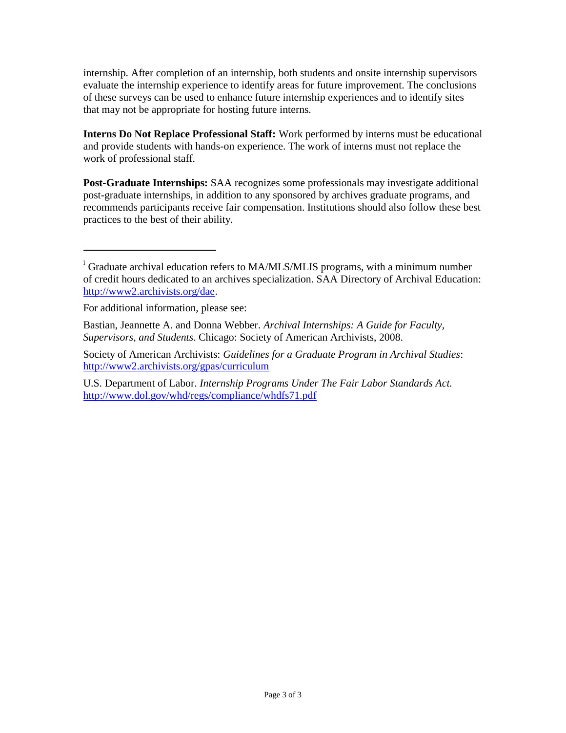internship. After completion of an internship, both students and onsite internship supervisors evaluate the internship experience to identify areas for future improvement. The conclusions of these surveys can be used to enhance future internship experiences and to identify sites that may not be appropriate for hosting future interns.

**Interns Do Not Replace Professional Staff:** Work performed by interns must be educational and provide students with hands-on experience. The work of interns must not replace the work of professional staff.

**Post-Graduate Internships:** SAA recognizes some professionals may investigate additional post-graduate internships, in addition to any sponsored by archives graduate programs, and recommends participants receive fair compensation. Institutions should also follow these best practices to the best of their ability.

---

[i] Graduate archival education refers to MA/MLS/MLIS programs, with a minimum number of credit hours dedicated to an archives specialization. SAA Directory of Archival Education: [http://www2.archivists.org/dae](http://www2.archivists.org/dae).

For additional information, please see:

Bastian, Jeannette A. and Donna Webber. *Archival Internships: A Guide for Faculty, Supervisors, and Students*. Chicago: Society of American Archivists, 2008.

Society of American Archivists: *Guidelines for a Graduate Program in Archival Studies*: [http://www2.archivists.org/gpas/curriculum](http://www2.archivists.org/gpas/curriculum)

U.S. Department of Labor. *Internship Programs Under The Fair Labor Standards Act.* [http://www.dol.gov/whd/regs/compliance/whdfs71.pdf](http://www.dol.gov/whd/regs/compliance/whdfs71.pdf)